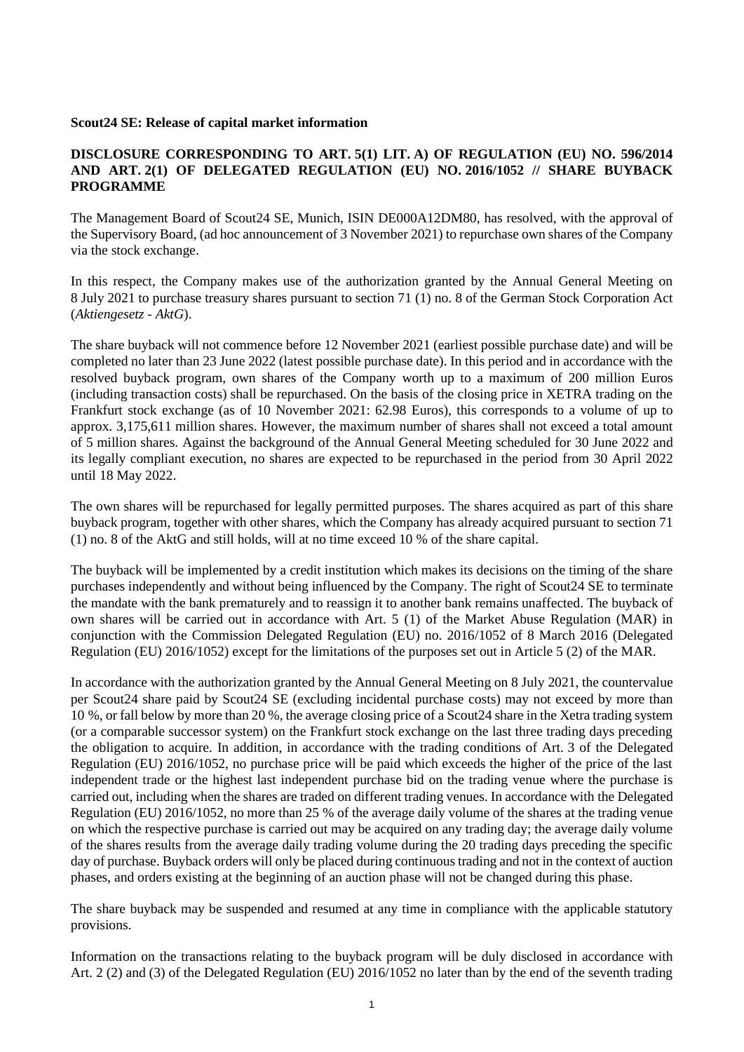**Scout24 SE: Release of capital market information**

**DISCLOSURE CORRESPONDING TO ART. 5(1) LIT. A) OF REGULATION (EU) NO. 596/2014 AND ART. 2(1) OF DELEGATED REGULATION (EU) NO. 2016/1052 // SHARE BUYBACK PROGRAMME**

The Management Board of Scout24 SE, Munich, ISIN DE000A12DM80, has resolved, with the approval of the Supervisory Board, (ad hoc announcement of 3 November 2021) to repurchase own shares of the Company via the stock exchange.

In this respect, the Company makes use of the authorization granted by the Annual General Meeting on 8 July 2021 to purchase treasury shares pursuant to section 71 (1) no. 8 of the German Stock Corporation Act (*Aktiengesetz - AktG*).

The share buyback will not commence before 12 November 2021 (earliest possible purchase date) and will be completed no later than 23 June 2022 (latest possible purchase date). In this period and in accordance with the resolved buyback program, own shares of the Company worth up to a maximum of 200 million Euros (including transaction costs) shall be repurchased. On the basis of the closing price in XETRA trading on the Frankfurt stock exchange (as of 10 November 2021: 62.98 Euros), this corresponds to a volume of up to approx. 3,175,611 million shares. However, the maximum number of shares shall not exceed a total amount of 5 million shares. Against the background of the Annual General Meeting scheduled for 30 June 2022 and its legally compliant execution, no shares are expected to be repurchased in the period from 30 April 2022 until 18 May 2022.

The own shares will be repurchased for legally permitted purposes. The shares acquired as part of this share buyback program, together with other shares, which the Company has already acquired pursuant to section 71 (1) no. 8 of the AktG and still holds, will at no time exceed 10 % of the share capital.

The buyback will be implemented by a credit institution which makes its decisions on the timing of the share purchases independently and without being influenced by the Company. The right of Scout24 SE to terminate the mandate with the bank prematurely and to reassign it to another bank remains unaffected. The buyback of own shares will be carried out in accordance with Art. 5 (1) of the Market Abuse Regulation (MAR) in conjunction with the Commission Delegated Regulation (EU) no. 2016/1052 of 8 March 2016 (Delegated Regulation (EU) 2016/1052) except for the limitations of the purposes set out in Article 5 (2) of the MAR.

In accordance with the authorization granted by the Annual General Meeting on 8 July 2021, the countervalue per Scout24 share paid by Scout24 SE (excluding incidental purchase costs) may not exceed by more than 10 %, or fall below by more than 20 %, the average closing price of a Scout24 share in the Xetra trading system (or a comparable successor system) on the Frankfurt stock exchange on the last three trading days preceding the obligation to acquire. In addition, in accordance with the trading conditions of Art. 3 of the Delegated Regulation (EU) 2016/1052, no purchase price will be paid which exceeds the higher of the price of the last independent trade or the highest last independent purchase bid on the trading venue where the purchase is carried out, including when the shares are traded on different trading venues. In accordance with the Delegated Regulation (EU) 2016/1052, no more than 25 % of the average daily volume of the shares at the trading venue on which the respective purchase is carried out may be acquired on any trading day; the average daily volume of the shares results from the average daily trading volume during the 20 trading days preceding the specific day of purchase. Buyback orders will only be placed during continuous trading and not in the context of auction phases, and orders existing at the beginning of an auction phase will not be changed during this phase.

The share buyback may be suspended and resumed at any time in compliance with the applicable statutory provisions.

Information on the transactions relating to the buyback program will be duly disclosed in accordance with Art. 2 (2) and (3) of the Delegated Regulation (EU) 2016/1052 no later than by the end of the seventh trading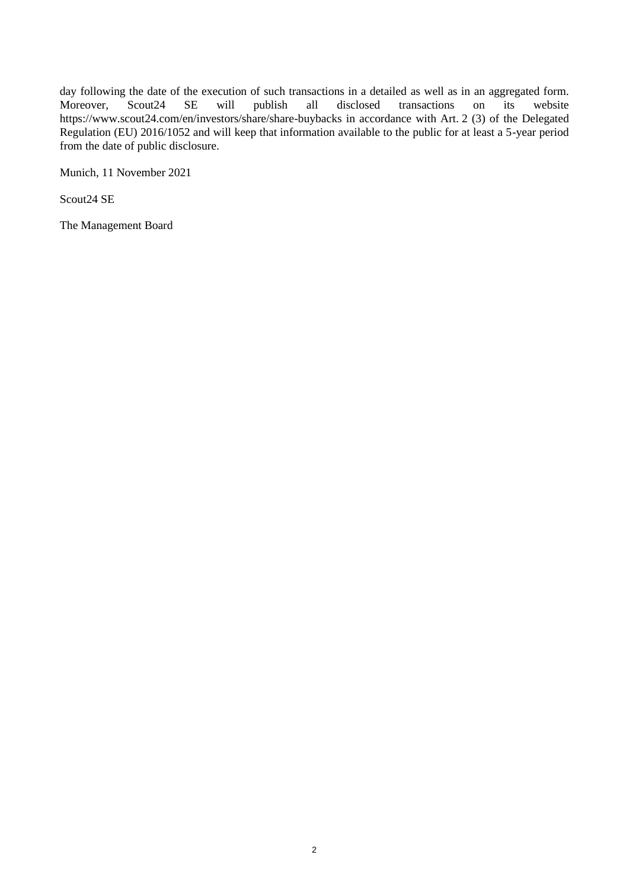day following the date of the execution of such transactions in a detailed as well as in an aggregated form. Moreover, Scout24 SE will publish all disclosed transactions on its website https://www.scout24.com/en/investors/share/share-buybacks in accordance with Art. 2 (3) of the Delegated Regulation (EU) 2016/1052 and will keep that information available to the public for at least a 5-year period from the date of public disclosure.

Munich, 11 November 2021

Scout24 SE

The Management Board